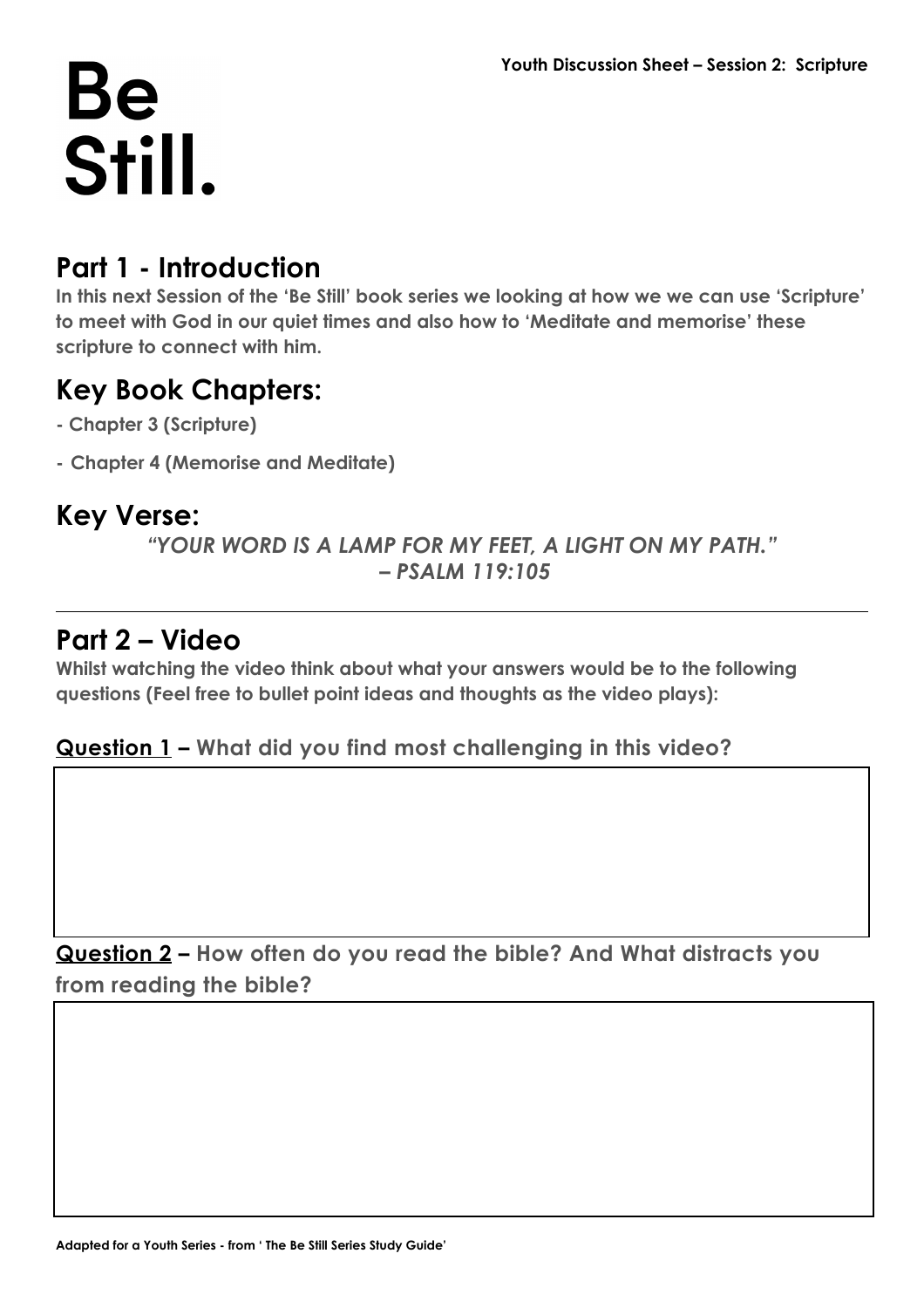# Be Still.

**Youth Discussion Sheet – Session 2: Scripture**

## Part 1 - Introduction

**In this next Session of the 'Be Still' book series we looking at how we we can use 'Scripture' to meet with God in our quiet times and also how to 'Meditate and memorise' these scripture to connect with him.**

## Key Book Chapters:

- **Chapter 3 (Scripture)**
- **Chapter 4 (Memorise and Meditate)**

## Key Verse:

***"YOUR WORD IS A LAMP FOR MY FEET, A LIGHT ON MY PATH."***
***– PSALM 119:105***

---

## Part 2 – Video

**Whilst watching the video think about what your answers would be to the following questions (Feel free to bullet point ideas and thoughts as the video plays):**

**<u>Question 1</u> – What did you find most challenging in this video?**

**<u>Question 2</u> – How often do you read the bible? And What distracts you from reading the bible?**

**Adapted for a Youth Series - from ' The Be Still Series Study Guide'**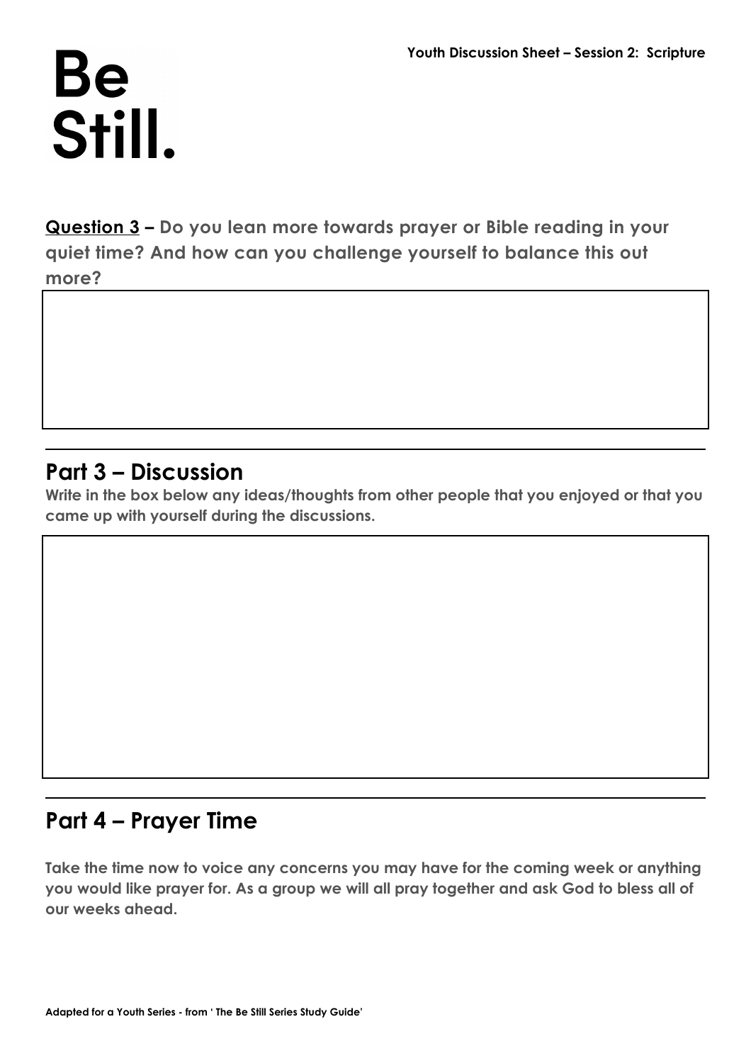**Question 3** – **Do you lean more towards prayer or Bible reading in your quiet time? And how can you challenge yourself to balance this out more?**

---

## Part 3 – Discussion

**Write in the box below any ideas/thoughts from other people that you enjoyed or that you came up with yourself during the discussions.**

---

## Part 4 – Prayer Time

**Take the time now to voice any concerns you may have for the coming week or anything you would like prayer for. As a group we will all pray together and ask God to bless all of our weeks ahead.**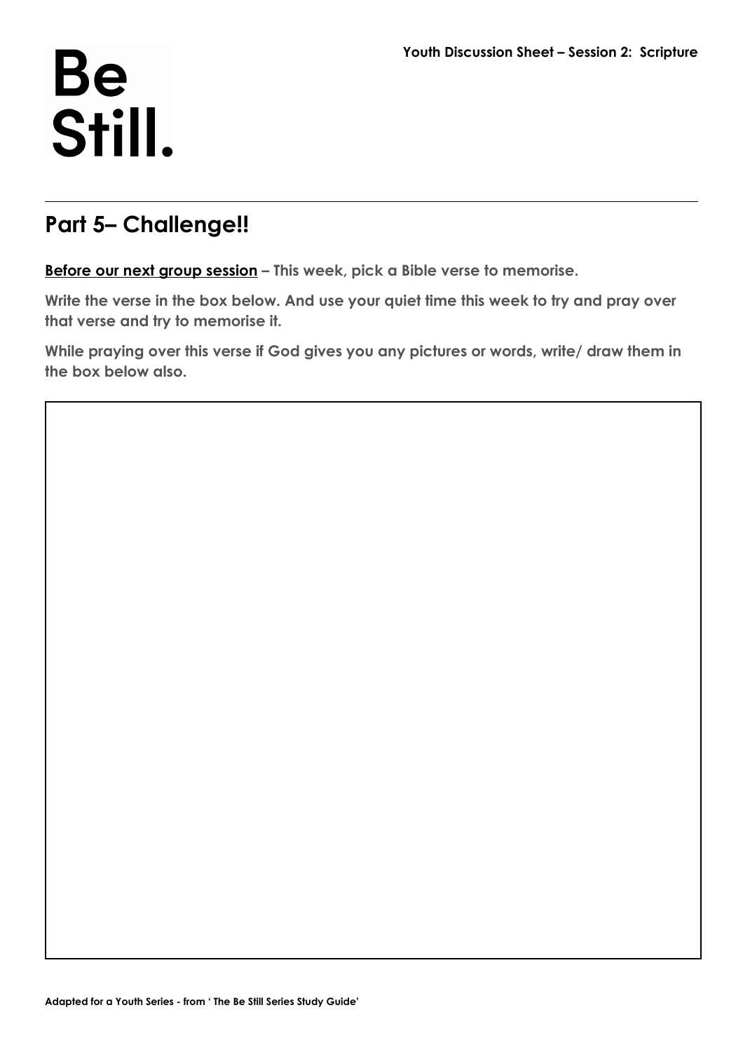# Be Still.

## Part 5– Challenge!!

**<u>Before our next group session</u> – This week, pick a Bible verse to memorise.**

**Write the verse in the box below. And use your quiet time this week to try and pray over that verse and try to memorise it.**

**While praying over this verse if God gives you any pictures or words, write/ draw them in the box below also.**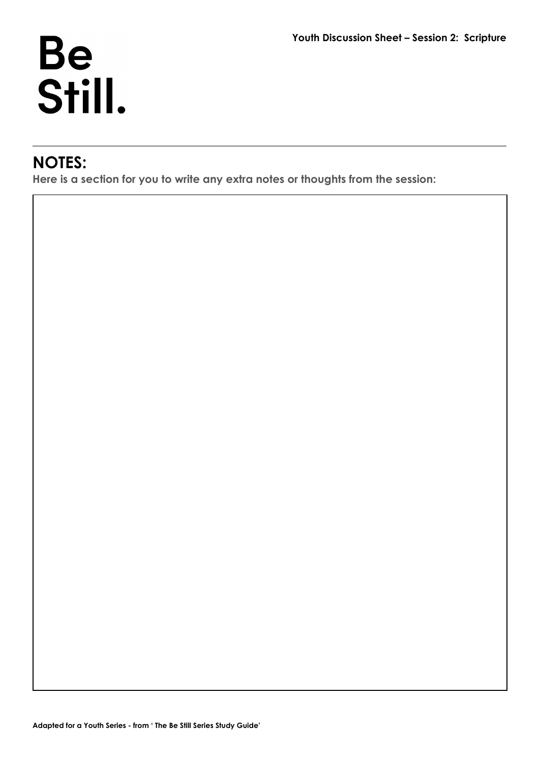# Be Still.

## NOTES:

**Here is a section for you to write any extra notes or thoughts from the session:**